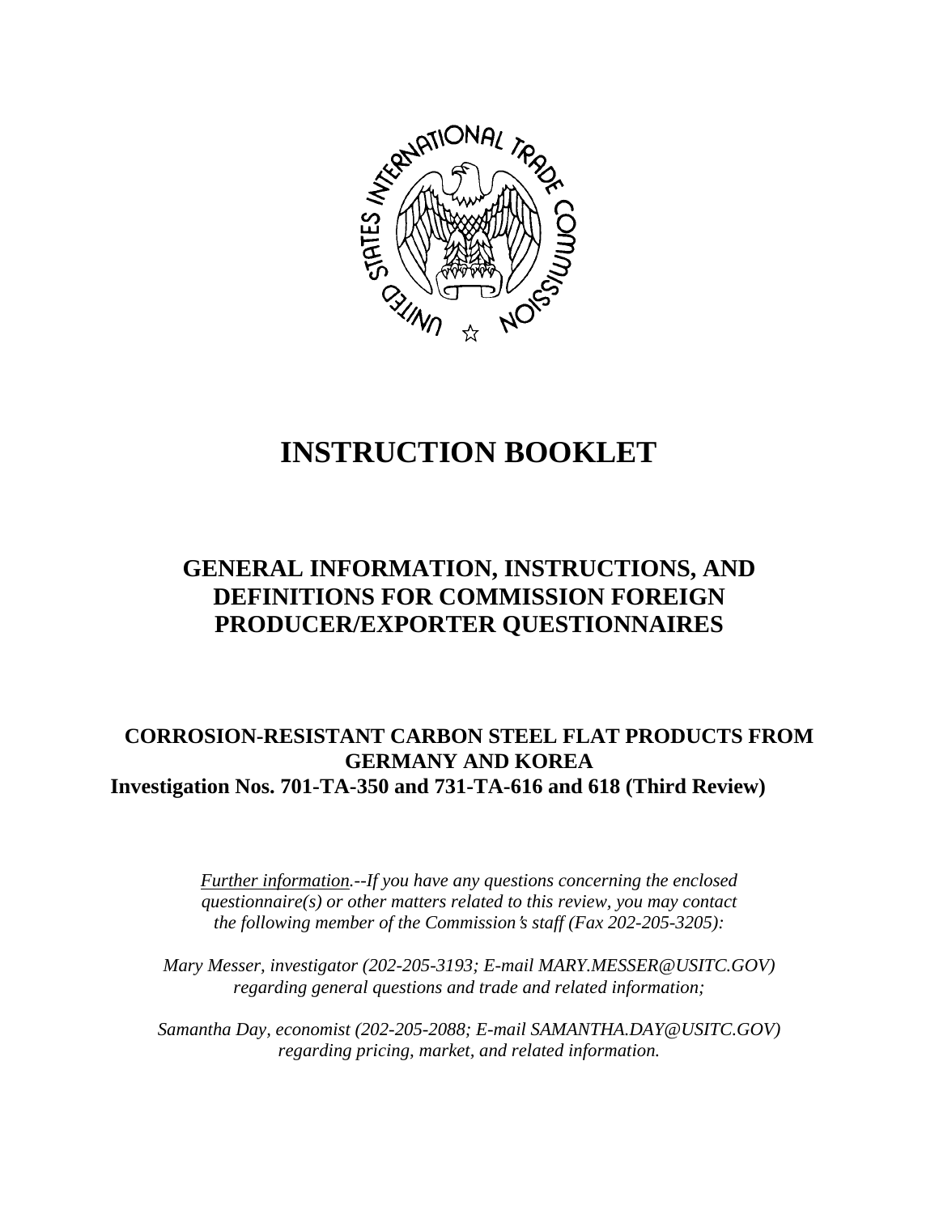# INSTRUCTION BOOKLET

## GENERAL INFORMATION, INSTRUCTIONS, AND DEFINITIONS FOR COMMISSION FOREIGN PRODUCER/EXPORTER QUESTIONNAIRES

### CORROSION-RESISTANT CARBON STEEL FLAT PRODUCTS FROM GERMANY AND KOREA
### Investigation Nos. 701-TA-350 and 731-TA-616 and 618 (Third Review)

*Further information.--If you have any questions concerning the enclosed questionnaire(s) or other matters related to this review, you may contact the following member of the Commission's staff (Fax 202-205-3205):*

*Mary Messer, investigator (202-205-3193; E-mail MARY.MESSER@USITC.GOV) regarding general questions and trade and related information;*

*Samantha Day, economist (202-205-2088; E-mail SAMANTHA.DAY@USITC.GOV) regarding pricing, market, and related information.*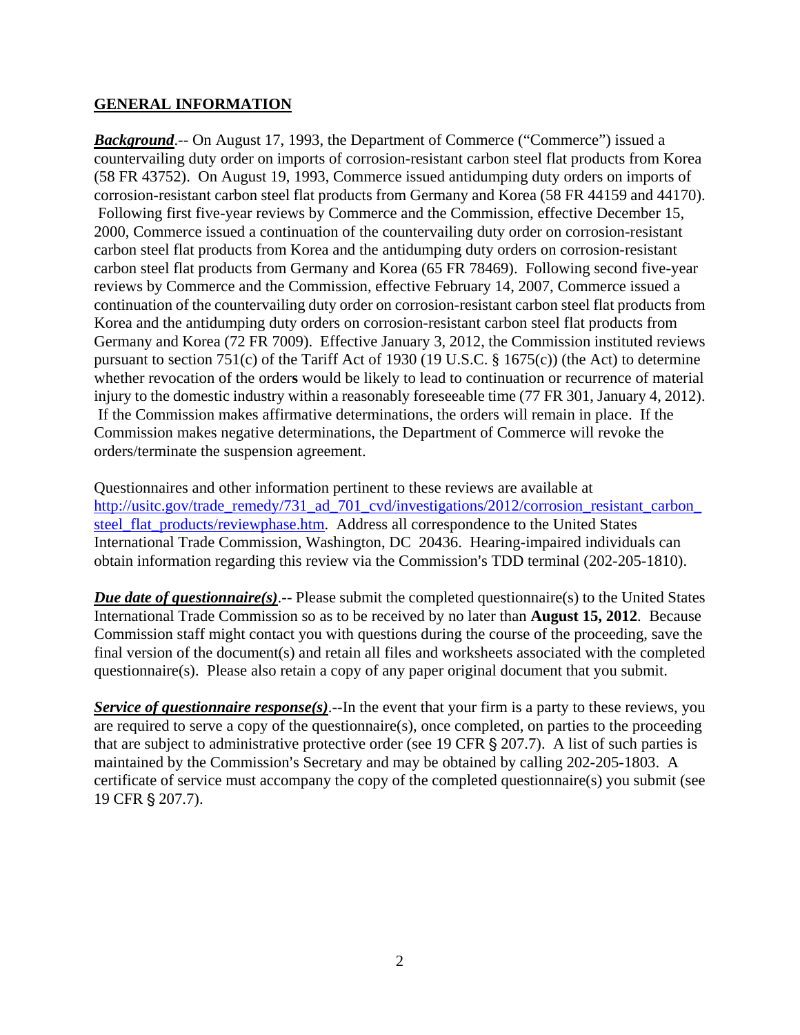## GENERAL INFORMATION

***Background***.-- On August 17, 1993, the Department of Commerce ("Commerce") issued a countervailing duty order on imports of corrosion-resistant carbon steel flat products from Korea (58 FR 43752). On August 19, 1993, Commerce issued antidumping duty orders on imports of corrosion-resistant carbon steel flat products from Germany and Korea (58 FR 44159 and 44170). Following first five-year reviews by Commerce and the Commission, effective December 15, 2000, Commerce issued a continuation of the countervailing duty order on corrosion-resistant carbon steel flat products from Korea and the antidumping duty orders on corrosion-resistant carbon steel flat products from Germany and Korea (65 FR 78469). Following second five-year reviews by Commerce and the Commission, effective February 14, 2007, Commerce issued a continuation of the countervailing duty order on corrosion-resistant carbon steel flat products from Korea and the antidumping duty orders on corrosion-resistant carbon steel flat products from Germany and Korea (72 FR 7009). Effective January 3, 2012, the Commission instituted reviews pursuant to section 751(c) of the Tariff Act of 1930 (19 U.S.C. § 1675(c)) (the Act) to determine whether revocation of the order**s** would be likely to lead to continuation or recurrence of material injury to the domestic industry within a reasonably foreseeable time (77 FR 301, January 4, 2012). If the Commission makes affirmative determinations, the orders will remain in place. If the Commission makes negative determinations, the Department of Commerce will revoke the orders/terminate the suspension agreement.

Questionnaires and other information pertinent to these reviews are available at http://usitc.gov/trade_remedy/731_ad_701_cvd/investigations/2012/corrosion_resistant_carbon_steel_flat_products/reviewphase.htm. Address all correspondence to the United States International Trade Commission, Washington, DC 20436. Hearing-impaired individuals can obtain information regarding this review via the Commission's TDD terminal (202-205-1810).

***Due date of questionnaire(s)***.-- Please submit the completed questionnaire(s) to the United States International Trade Commission so as to be received by no later than **August 15, 2012**. Because Commission staff might contact you with questions during the course of the proceeding, save the final version of the document(s) and retain all files and worksheets associated with the completed questionnaire(s). Please also retain a copy of any paper original document that you submit.

***Service of questionnaire response(s)***.--In the event that your firm is a party to these reviews, you are required to serve a copy of the questionnaire(s), once completed, on parties to the proceeding that are subject to administrative protective order (see 19 CFR § 207.7). A list of such parties is maintained by the Commission's Secretary and may be obtained by calling 202-205-1803. A certificate of service must accompany the copy of the completed questionnaire(s) you submit (see 19 CFR § 207.7).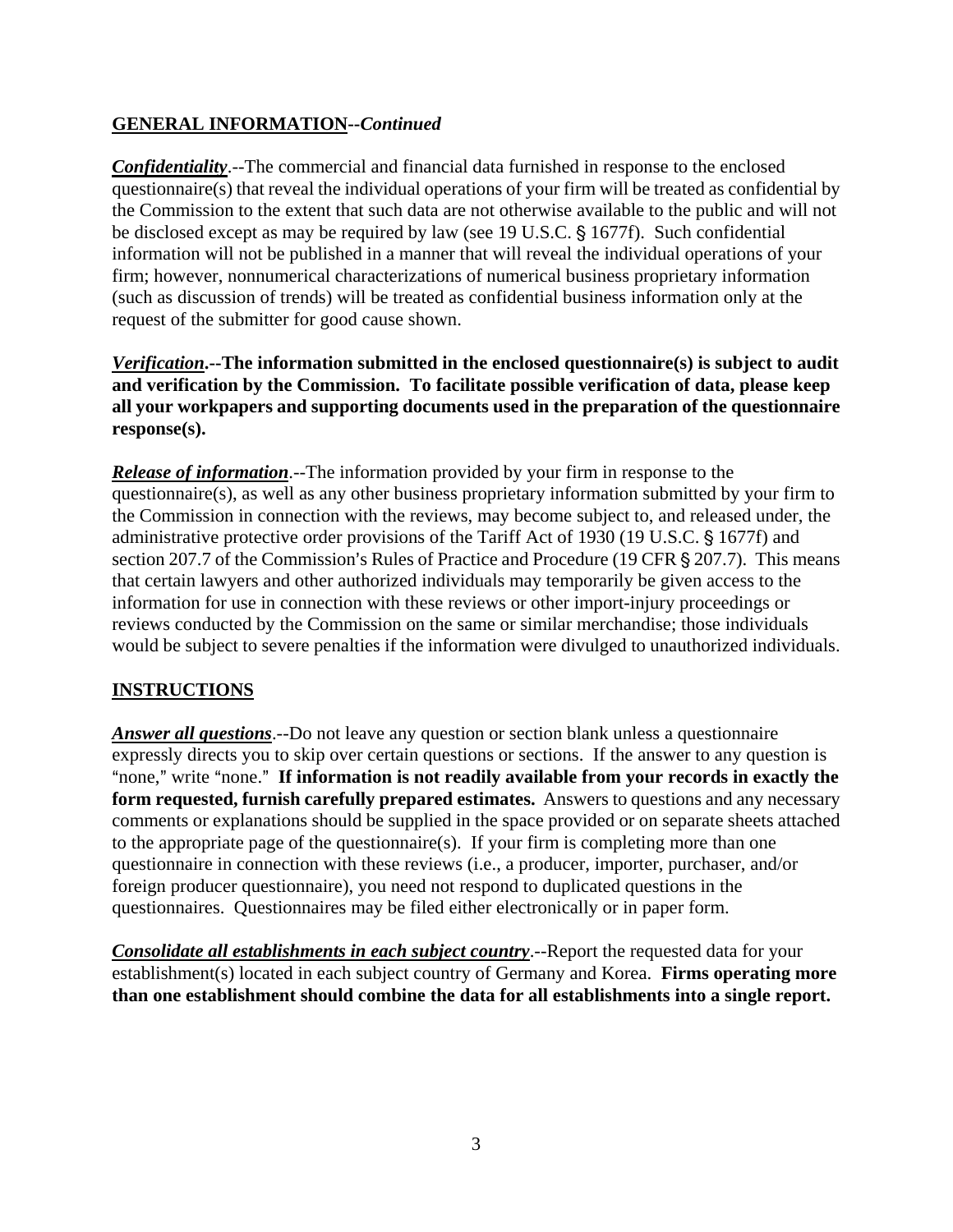## GENERAL INFORMATION--*Continued*

***Confidentiality***.--The commercial and financial data furnished in response to the enclosed questionnaire(s) that reveal the individual operations of your firm will be treated as confidential by the Commission to the extent that such data are not otherwise available to the public and will not be disclosed except as may be required by law (see 19 U.S.C. § 1677f). Such confidential information will not be published in a manner that will reveal the individual operations of your firm; however, nonnumerical characterizations of numerical business proprietary information (such as discussion of trends) will be treated as confidential business information only at the request of the submitter for good cause shown.

***Verification*.--The information submitted in the enclosed questionnaire(s) is subject to audit and verification by the Commission. To facilitate possible verification of data, please keep all your workpapers and supporting documents used in the preparation of the questionnaire response(s).**

***Release of information***.--The information provided by your firm in response to the questionnaire(s), as well as any other business proprietary information submitted by your firm to the Commission in connection with the reviews, may become subject to, and released under, the administrative protective order provisions of the Tariff Act of 1930 (19 U.S.C. § 1677f) and section 207.7 of the Commission's Rules of Practice and Procedure (19 CFR § 207.7). This means that certain lawyers and other authorized individuals may temporarily be given access to the information for use in connection with these reviews or other import-injury proceedings or reviews conducted by the Commission on the same or similar merchandise; those individuals would be subject to severe penalties if the information were divulged to unauthorized individuals.

## INSTRUCTIONS

***Answer all questions***.--Do not leave any question or section blank unless a questionnaire expressly directs you to skip over certain questions or sections. If the answer to any question is "none," write "none." **If information is not readily available from your records in exactly the form requested, furnish carefully prepared estimates.** Answers to questions and any necessary comments or explanations should be supplied in the space provided or on separate sheets attached to the appropriate page of the questionnaire(s). If your firm is completing more than one questionnaire in connection with these reviews (i.e., a producer, importer, purchaser, and/or foreign producer questionnaire), you need not respond to duplicated questions in the questionnaires. Questionnaires may be filed either electronically or in paper form.

***Consolidate all establishments in each subject country***.--Report the requested data for your establishment(s) located in each subject country of Germany and Korea. **Firms operating more than one establishment should combine the data for all establishments into a single report.**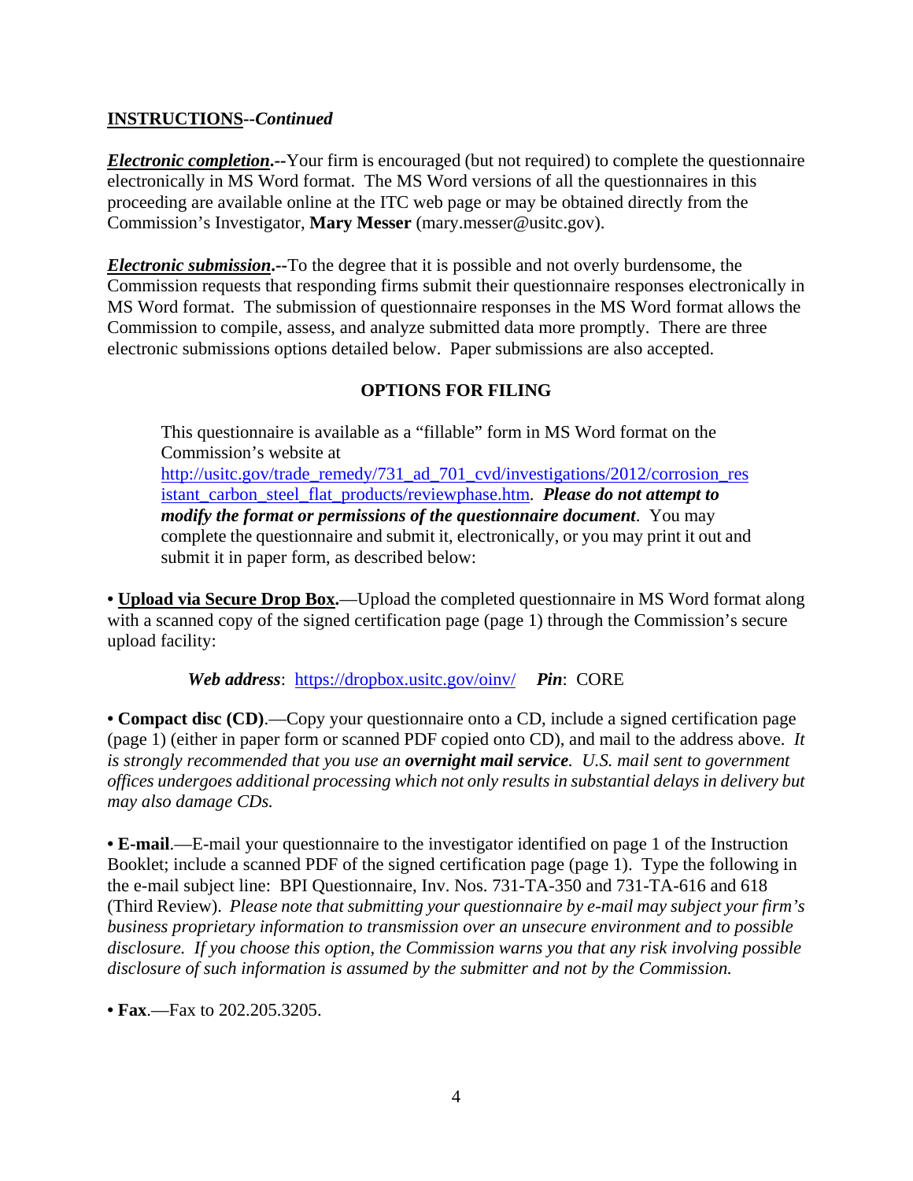**INSTRUCTIONS--*Continued***

***Electronic completion*.--**Your firm is encouraged (but not required) to complete the questionnaire electronically in MS Word format. The MS Word versions of all the questionnaires in this proceeding are available online at the ITC web page or may be obtained directly from the Commission's Investigator, **Mary Messer** (mary.messer@usitc.gov).

***Electronic submission*.--**To the degree that it is possible and not overly burdensome, the Commission requests that responding firms submit their questionnaire responses electronically in MS Word format. The submission of questionnaire responses in the MS Word format allows the Commission to compile, assess, and analyze submitted data more promptly. There are three electronic submissions options detailed below. Paper submissions are also accepted.

**OPTIONS FOR FILING**

> This questionnaire is available as a "fillable" form in MS Word format on the Commission's website at http://usitc.gov/trade_remedy/731_ad_701_cvd/investigations/2012/corrosion_resistant_carbon_steel_flat_products/reviewphase.htm. ***Please do not attempt to modify the format or permissions of the questionnaire document***. You may complete the questionnaire and submit it, electronically, or you may print it out and submit it in paper form, as described below:

• **Upload via Secure Drop Box.**—Upload the completed questionnaire in MS Word format along with a scanned copy of the signed certification page (page 1) through the Commission's secure upload facility:

> ***Web address***: https://dropbox.usitc.gov/oinv/ ***Pin***: CORE

• **Compact disc (CD)**.—Copy your questionnaire onto a CD, include a signed certification page (page 1) (either in paper form or scanned PDF copied onto CD), and mail to the address above. *It is strongly recommended that you use an **overnight mail service**. U.S. mail sent to government offices undergoes additional processing which not only results in substantial delays in delivery but may also damage CDs.*

• **E-mail**.—E-mail your questionnaire to the investigator identified on page 1 of the Instruction Booklet; include a scanned PDF of the signed certification page (page 1). Type the following in the e-mail subject line: BPI Questionnaire, Inv. Nos. 731-TA-350 and 731-TA-616 and 618 (Third Review). *Please note that submitting your questionnaire by e-mail may subject your firm's business proprietary information to transmission over an unsecure environment and to possible disclosure. If you choose this option, the Commission warns you that any risk involving possible disclosure of such information is assumed by the submitter and not by the Commission.*

• **Fax**.—Fax to 202.205.3205.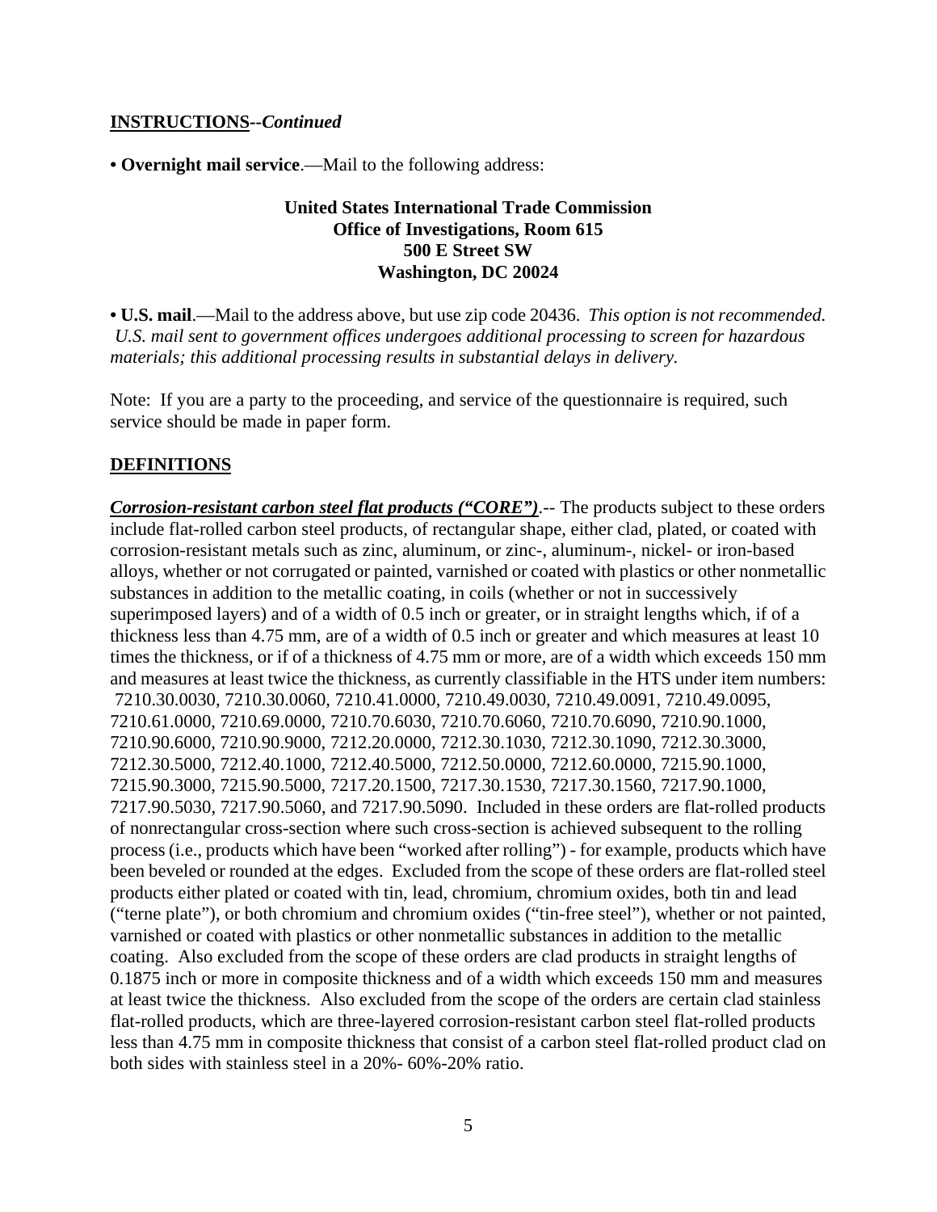**INSTRUCTIONS**--*Continued*

• **Overnight mail service**.—Mail to the following address:

**United States International Trade Commission**
**Office of Investigations, Room 615**
**500 E Street SW**
**Washington, DC 20024**

• **U.S. mail**.—Mail to the address above, but use zip code 20436. *This option is not recommended. U.S. mail sent to government offices undergoes additional processing to screen for hazardous materials; this additional processing results in substantial delays in delivery.*

Note: If you are a party to the proceeding, and service of the questionnaire is required, such service should be made in paper form.

**DEFINITIONS**

***Corrosion-resistant carbon steel flat products ("CORE")***.-- The products subject to these orders include flat-rolled carbon steel products, of rectangular shape, either clad, plated, or coated with corrosion-resistant metals such as zinc, aluminum, or zinc-, aluminum-, nickel- or iron-based alloys, whether or not corrugated or painted, varnished or coated with plastics or other nonmetallic substances in addition to the metallic coating, in coils (whether or not in successively superimposed layers) and of a width of 0.5 inch or greater, or in straight lengths which, if of a thickness less than 4.75 mm, are of a width of 0.5 inch or greater and which measures at least 10 times the thickness, or if of a thickness of 4.75 mm or more, are of a width which exceeds 150 mm and measures at least twice the thickness, as currently classifiable in the HTS under item numbers: 7210.30.0030, 7210.30.0060, 7210.41.0000, 7210.49.0030, 7210.49.0091, 7210.49.0095, 7210.61.0000, 7210.69.0000, 7210.70.6030, 7210.70.6060, 7210.70.6090, 7210.90.1000, 7210.90.6000, 7210.90.9000, 7212.20.0000, 7212.30.1030, 7212.30.1090, 7212.30.3000, 7212.30.5000, 7212.40.1000, 7212.40.5000, 7212.50.0000, 7212.60.0000, 7215.90.1000, 7215.90.3000, 7215.90.5000, 7217.20.1500, 7217.30.1530, 7217.30.1560, 7217.90.1000, 7217.90.5030, 7217.90.5060, and 7217.90.5090. Included in these orders are flat-rolled products of nonrectangular cross-section where such cross-section is achieved subsequent to the rolling process (i.e., products which have been "worked after rolling") - for example, products which have been beveled or rounded at the edges. Excluded from the scope of these orders are flat-rolled steel products either plated or coated with tin, lead, chromium, chromium oxides, both tin and lead ("terne plate"), or both chromium and chromium oxides ("tin-free steel"), whether or not painted, varnished or coated with plastics or other nonmetallic substances in addition to the metallic coating. Also excluded from the scope of these orders are clad products in straight lengths of 0.1875 inch or more in composite thickness and of a width which exceeds 150 mm and measures at least twice the thickness. Also excluded from the scope of the orders are certain clad stainless flat-rolled products, which are three-layered corrosion-resistant carbon steel flat-rolled products less than 4.75 mm in composite thickness that consist of a carbon steel flat-rolled product clad on both sides with stainless steel in a 20%- 60%-20% ratio.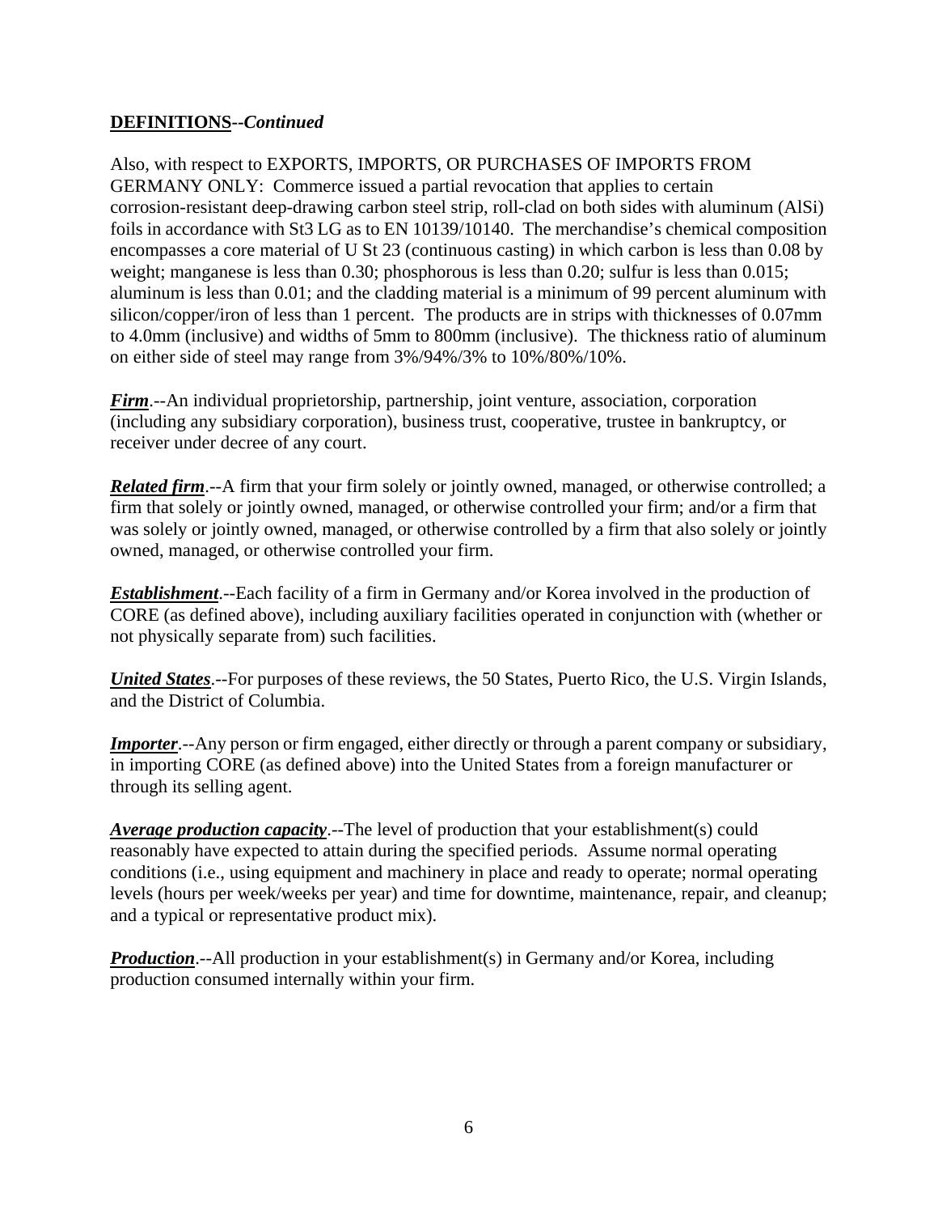**DEFINITIONS--*Continued***

Also, with respect to EXPORTS, IMPORTS, OR PURCHASES OF IMPORTS FROM GERMANY ONLY: Commerce issued a partial revocation that applies to certain corrosion-resistant deep-drawing carbon steel strip, roll-clad on both sides with aluminum (AlSi) foils in accordance with St3 LG as to EN 10139/10140. The merchandise's chemical composition encompasses a core material of U St 23 (continuous casting) in which carbon is less than 0.08 by weight; manganese is less than 0.30; phosphorous is less than 0.20; sulfur is less than 0.015; aluminum is less than 0.01; and the cladding material is a minimum of 99 percent aluminum with silicon/copper/iron of less than 1 percent. The products are in strips with thicknesses of 0.07mm to 4.0mm (inclusive) and widths of 5mm to 800mm (inclusive). The thickness ratio of aluminum on either side of steel may range from 3%/94%/3% to 10%/80%/10%.

***Firm***.--An individual proprietorship, partnership, joint venture, association, corporation (including any subsidiary corporation), business trust, cooperative, trustee in bankruptcy, or receiver under decree of any court.

***Related firm***.--A firm that your firm solely or jointly owned, managed, or otherwise controlled; a firm that solely or jointly owned, managed, or otherwise controlled your firm; and/or a firm that was solely or jointly owned, managed, or otherwise controlled by a firm that also solely or jointly owned, managed, or otherwise controlled your firm.

***Establishment***.--Each facility of a firm in Germany and/or Korea involved in the production of CORE (as defined above), including auxiliary facilities operated in conjunction with (whether or not physically separate from) such facilities.

***United States***.--For purposes of these reviews, the 50 States, Puerto Rico, the U.S. Virgin Islands, and the District of Columbia.

***Importer***.--Any person or firm engaged, either directly or through a parent company or subsidiary, in importing CORE (as defined above) into the United States from a foreign manufacturer or through its selling agent.

***Average production capacity***.--The level of production that your establishment(s) could reasonably have expected to attain during the specified periods. Assume normal operating conditions (i.e., using equipment and machinery in place and ready to operate; normal operating levels (hours per week/weeks per year) and time for downtime, maintenance, repair, and cleanup; and a typical or representative product mix).

***Production***.--All production in your establishment(s) in Germany and/or Korea, including production consumed internally within your firm.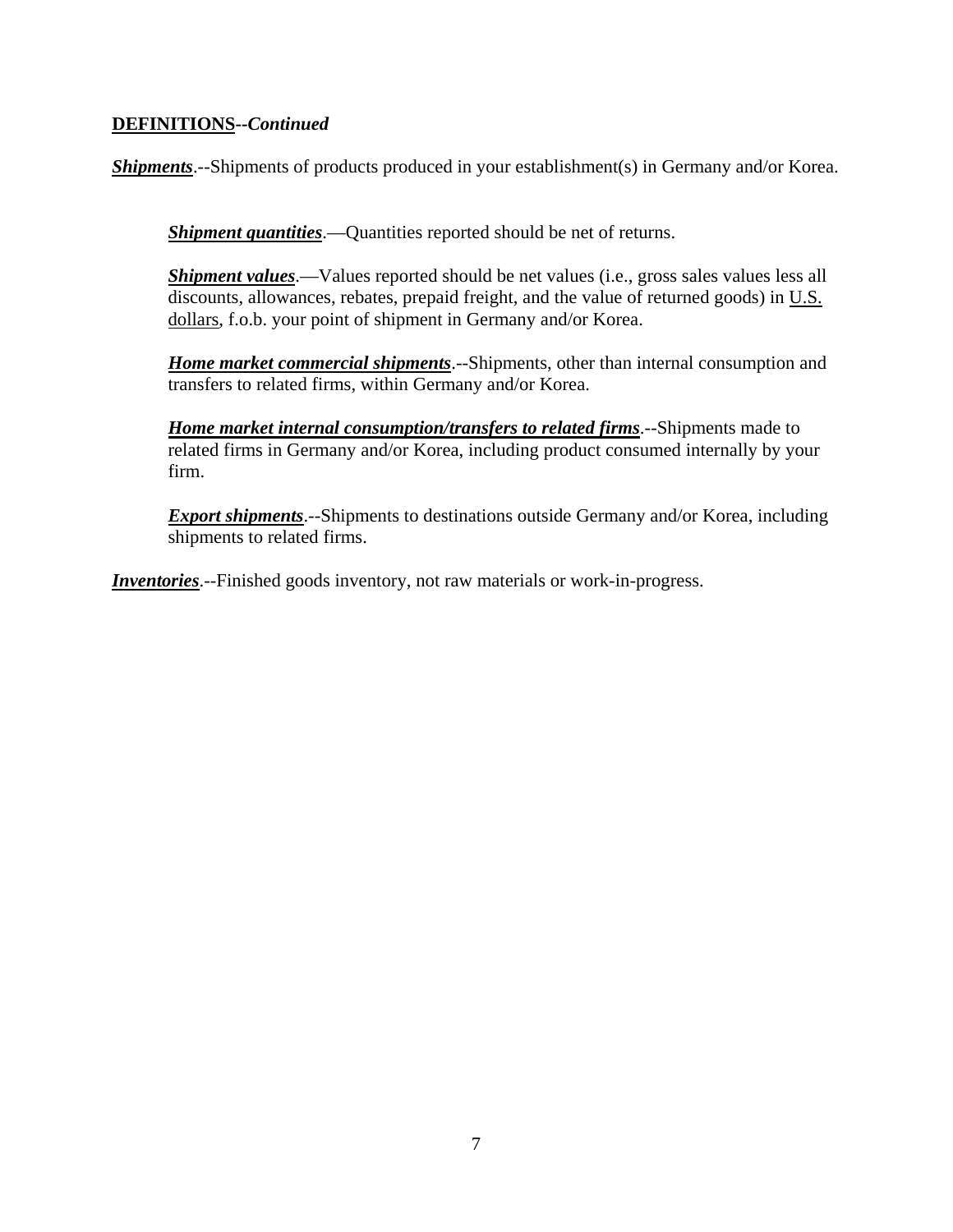**DEFINITIONS**--*Continued*

***Shipments***.--Shipments of products produced in your establishment(s) in Germany and/or Korea.

> ***Shipment quantities***.—Quantities reported should be net of returns.
>
> ***Shipment values***.—Values reported should be net values (i.e., gross sales values less all discounts, allowances, rebates, prepaid freight, and the value of returned goods) in U.S. dollars, f.o.b. your point of shipment in Germany and/or Korea.
>
> ***Home market commercial shipments***.--Shipments, other than internal consumption and transfers to related firms, within Germany and/or Korea.
>
> ***Home market internal consumption/transfers to related firms***.--Shipments made to related firms in Germany and/or Korea, including product consumed internally by your firm.
>
> ***Export shipments***.--Shipments to destinations outside Germany and/or Korea, including shipments to related firms.

***Inventories***.--Finished goods inventory, not raw materials or work-in-progress.